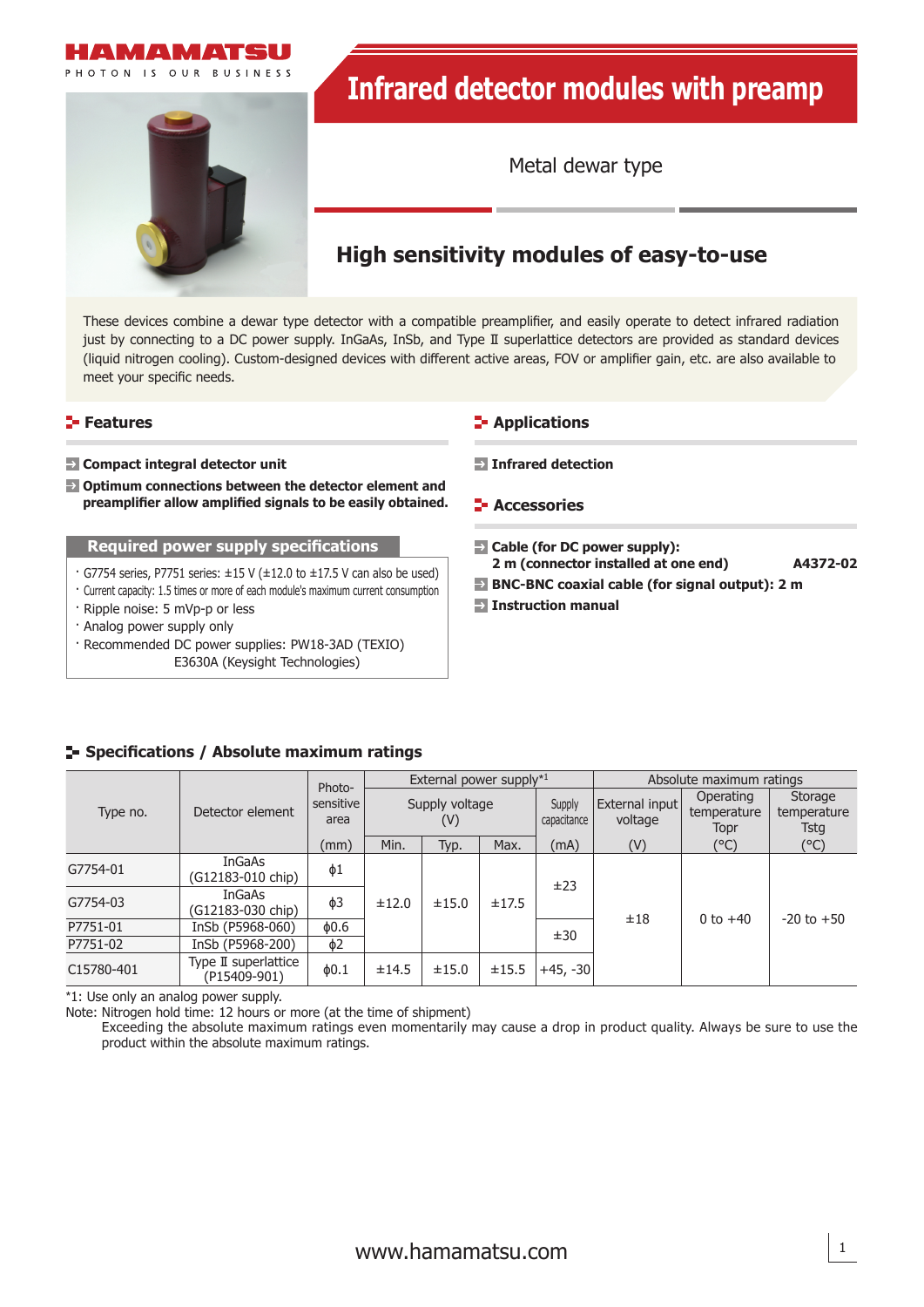HAMAMATSU

PHOTON IS OUR BUSINESS

# Infrared detector modules with preamp

Metal dewar type

## High sensitivity modules of easy-to-use

These devices combine a dewar type detector with a compatible preamplifier, and easily operate to detect infrared radiation just by connecting to a DC power supply. InGaAs, InSb, and Type II superlattice detectors are provided as standard devices (liquid nitrogen cooling). Custom-designed devices with different active areas, FOV or amplifier gain, etc. are also available to meet your specific needs.

### Features

- **Compact integral detector unit**
- **Optimum connections between the detector element and preamplifier allow amplified signals to be easily obtained.**

### Required power supply specifications

- G7754 series, P7751 series: ±15 V (±12.0 to ±17.5 V can also be used)
- Current capacity: 1.5 times or more of each module's maximum current consumption
- Ripple noise: 5 mVp-p or less
- Analog power supply only
- Recommended DC power supplies: PW18-3AD (TEXIO)
  E3630A (Keysight Technologies)

### Applications

- **Infrared detection**

### Accessories

- **Cable (for DC power supply): 2 m (connector installed at one end)** A4372-02
- **BNC-BNC coaxial cable (for signal output): 2 m**
- **Instruction manual**

### Specifications / Absolute maximum ratings

| Type no. | Detector element | Photo-sensitive area | External power supply[*1] | | | | Absolute maximum ratings | | |
|---|---|---|---|---|---|---|---|---|---|
| | | | Supply voltage (V) | | | Supply capacitance | External input voltage | Operating temperature Topr | Storage temperature Tstg |
| | | (mm) | Min. | Typ. | Max. | (mA) | (V) | (°C) | (°C) |
| G7754-01 | InGaAs (G12183-010 chip) | ϕ1 | ±12.0 | ±15.0 | ±17.5 | ±23 | ±18 | 0 to +40 | -20 to +50 |
| G7754-03 | InGaAs (G12183-030 chip) | ϕ3 | ±12.0 | ±15.0 | ±17.5 | ±23 | ±18 | 0 to +40 | -20 to +50 |
| P7751-01 | InSb (P5968-060) | ϕ0.6 | ±12.0 | ±15.0 | ±17.5 | ±30 | ±18 | 0 to +40 | -20 to +50 |
| P7751-02 | InSb (P5968-200) | ϕ2 | ±12.0 | ±15.0 | ±17.5 | ±30 | ±18 | 0 to +40 | -20 to +50 |
| C15780-401 | Type II superlattice (P15409-901) | ϕ0.1 | ±14.5 | ±15.0 | ±15.5 | +45, -30 | ±18 | 0 to +40 | -20 to +50 |

*1: Use only an analog power supply.

Note: Nitrogen hold time: 12 hours or more (at the time of shipment)
Exceeding the absolute maximum ratings even momentarily may cause a drop in product quality. Always be sure to use the product within the absolute maximum ratings.

www.hamamatsu.com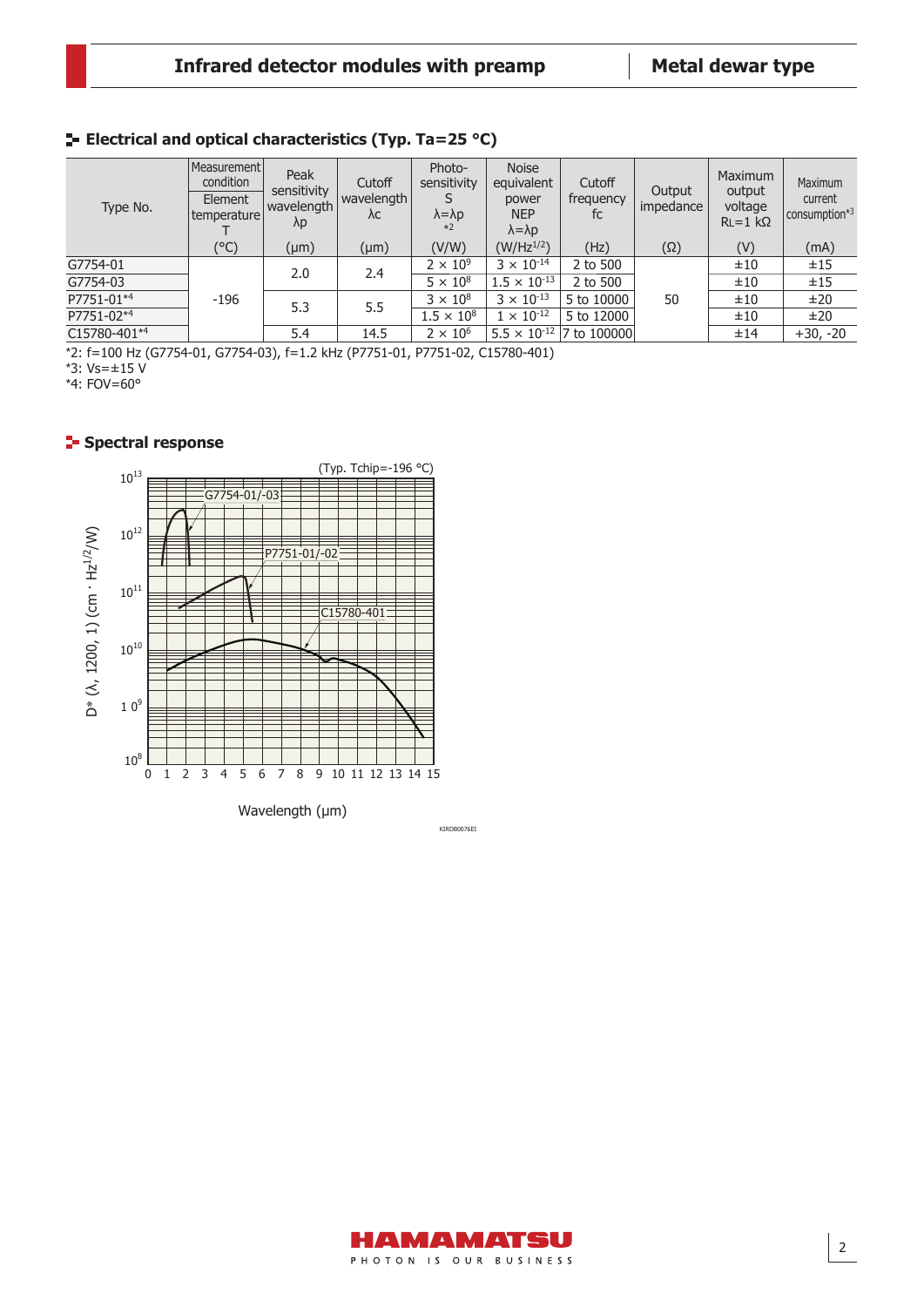## Electrical and optical characteristics (Typ. Ta=25 °C)

| Type No. | Measurement condition Element temperature T (°C) | Peak sensitivity wavelength λp (μm) | Cutoff wavelength λc (μm) | Photo-sensitivity S λ=λp *2 (V/W) | Noise equivalent power NEP λ=λp ($W/Hz^{1/2}$) | Cutoff frequency fc (Hz) | Output impedance (Ω) | Maximum output voltage RL=1 kΩ (V) | Maximum current consumption*3 (mA) |
|---|---|---|---|---|---|---|---|---|---|
| G7754-01 | -196 | 2.0 | 2.4 | $2 \times 10^{9}$ | $3 \times 10^{-14}$ | 2 to 500 | 50 | ±10 | ±15 |
| G7754-03 | | | | $5 \times 10^{8}$ | $1.5 \times 10^{-13}$ | 2 to 500 | | ±10 | ±15 |
| P7751-01*4 | | 5.3 | 5.5 | $3 \times 10^{8}$ | $3 \times 10^{-13}$ | 5 to 10000 | | ±10 | ±20 |
| P7751-02*4 | | | | $1.5 \times 10^{8}$ | $1 \times 10^{-12}$ | 5 to 12000 | | ±10 | ±20 |
| C15780-401*4 | | 5.4 | 14.5 | $2 \times 10^{6}$ | $5.5 \times 10^{-12}$ | 7 to 100000 | | ±14 | +30, -20 |

*2: f=100 Hz (G7754-01, G7754-03), f=1.2 kHz (P7751-01, P7751-02, C15780-401)
*3: Vs=±15 V
*4: FOV=60°

## Spectral response

(Typ. Tchip=-196 °C)

KIRDB0076EI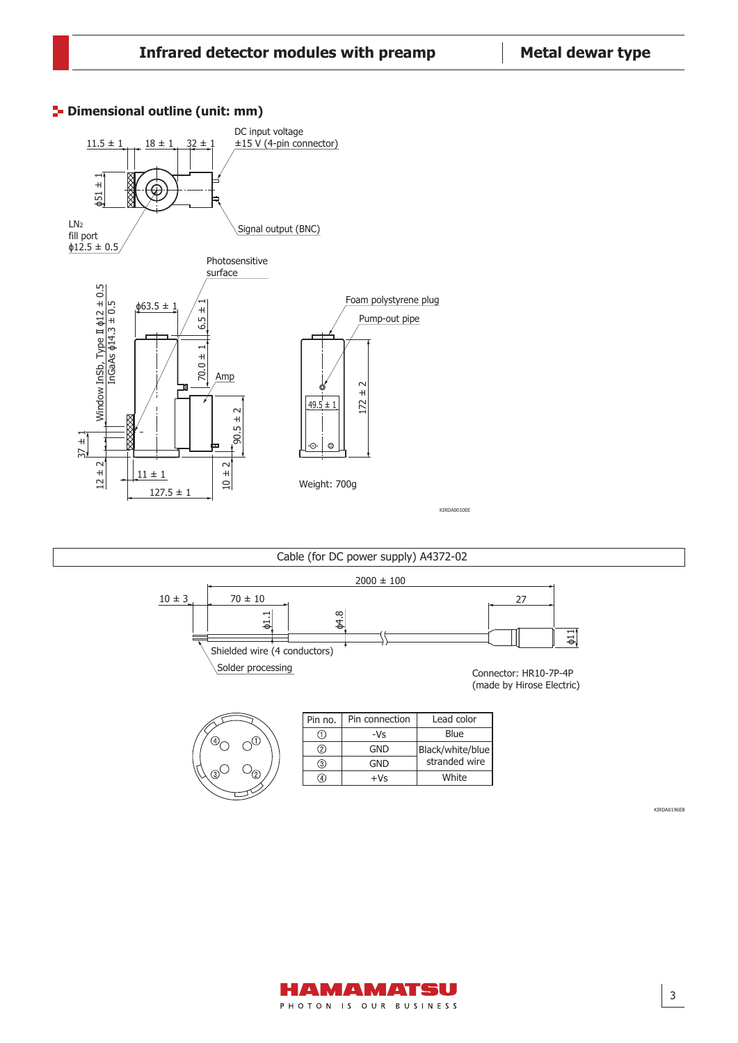## Dimensional outline (unit: mm)

DC input voltage ±15 V (4-pin connector)

Signal output (BNC)

$LN_2$ fill port ϕ12.5 ± 0.5

11.5 ± 1 | 18 ± 1 | 32 ± 1 | ϕ51 ± 1

Photosensitive surface

Window InSb, Type II ϕ12 ± 0.5
InGaAs ϕ14.3 ± 0.5

ϕ63.5 ± 1 | 6.5 ± 1 | 70.0 ± 1 | Amp | 90.5 ± 2 | 37 ± 1 | 12 ± 2 | 11 ± 1 | 127.5 ± 1 | 10 ± 2

Foam polystyrene plug

Pump-out pipe

49.5 ± 1 | 172 ± 2

Weight: 700g

KIRDA0010EE

Cable (for DC power supply) A4372-02

2000 ± 100 | 10 ± 3 | 70 ± 10 | ϕ1.1 | ϕ4.8 | 27 | ϕ11

Shielded wire (4 conductors)

Solder processing

Connector: HR10-7P-4P
(made by Hirose Electric)

| Pin no. | Pin connection | Lead color |
|---|---|---|
| ① | -Vs | Blue |
| ② | GND | Black/white/blue stranded wire |
| ③ | GND | |
| ④ | +Vs | White |

KIRDA0196EB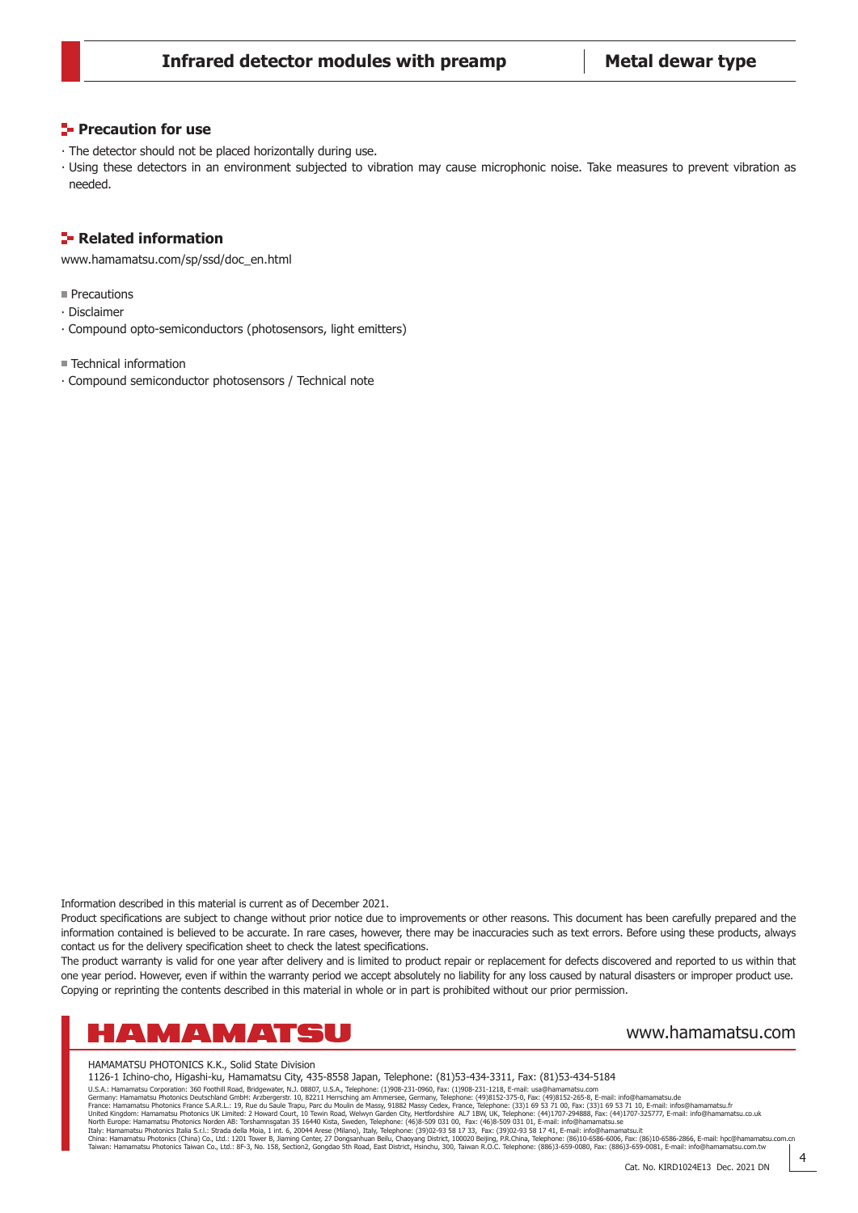## Precaution for use

· The detector should not be placed horizontally during use.
· Using these detectors in an environment subjected to vibration may cause microphonic noise. Take measures to prevent vibration as needed.

## Related information

www.hamamatsu.com/sp/ssd/doc_en.html

■ Precautions
· Disclaimer
· Compound opto-semiconductors (photosensors, light emitters)

■ Technical information
· Compound semiconductor photosensors / Technical note

Information described in this material is current as of December 2021.
Product specifications are subject to change without prior notice due to improvements or other reasons. This document has been carefully prepared and the information contained is believed to be accurate. In rare cases, however, there may be inaccuracies such as text errors. Before using these products, always contact us for the delivery specification sheet to check the latest specifications.
The product warranty is valid for one year after delivery and is limited to product repair or replacement for defects discovered and reported to us within that one year period. However, even if within the warranty period we accept absolutely no liability for any loss caused by natural disasters or improper product use.
Copying or reprinting the contents described in this material in whole or in part is prohibited without our prior permission.

HAMAMATSU

www.hamamatsu.com

HAMAMATSU PHOTONICS K.K., Solid State Division
1126-1 Ichino-cho, Higashi-ku, Hamamatsu City, 435-8558 Japan, Telephone: (81)53-434-3311, Fax: (81)53-434-5184
U.S.A.: Hamamatsu Corporation: 360 Foothill Road, Bridgewater, N.J. 08807, U.S.A., Telephone: (1)908-231-0960, Fax: (1)908-231-1218, E-mail: usa@hamamatsu.com
Germany: Hamamatsu Photonics Deutschland GmbH: Arzbergerstr. 10, 82211 Herrsching am Ammersee, Germany, Telephone: (49)8152-375-0, Fax: (49)8152-265-8, E-mail: info@hamamatsu.de
France: Hamamatsu Photonics France S.A.R.L.: 19, Rue du Saule Trapu, Parc du Moulin de Massy, 91882 Massy Cedex, France, Telephone: (33)1 69 53 71 00, Fax: (33)1 69 53 71 10, E-mail: infos@hamamatsu.fr
United Kingdom: Hamamatsu Photonics UK Limited: 2 Howard Court, 10 Tewin Road, Welwyn Garden City, Hertfordshire AL7 1BW, UK, Telephone: (44)1707-294888, Fax: (44)1707-325777, E-mail: info@hamamatsu.co.uk
North Europe: Hamamatsu Photonics Norden AB: Torshamnsgatan 35 16440 Kista, Sweden, Telephone: (46)8-509 031 00, Fax: (46)8-509 031 01, E-mail: info@hamamatsu.se
Italy: Hamamatsu Photonics Italia S.r.l.: Strada della Moia, 1 int. 6, 20044 Arese (Milano), Italy, Telephone: (39)02-93 58 17 33, Fax: (39)02-93 58 17 41, E-mail: info@hamamatsu.it
China: Hamamatsu Photonics (China) Co., Ltd.: 1201 Tower B, Jiaming Center, 27 Dongsanhuan Beilu, Chaoyang District, 100020 Beijing, P.R.China, Telephone: (86)10-6586-6006, Fax: (86)10-6586-2866, E-mail: hpc@hamamatsu.com.cn
Taiwan: Hamamatsu Photonics Taiwan Co., Ltd.: 8F-3, No. 158, Section2, Gongdao 5th Road, East District, Hsinchu, 300, Taiwan R.O.C. Telephone: (886)3-659-0080, Fax: (886)3-659-0081, E-mail: info@hamamatsu.com.tw

Cat. No. KIRD1024E13 Dec. 2021 DN